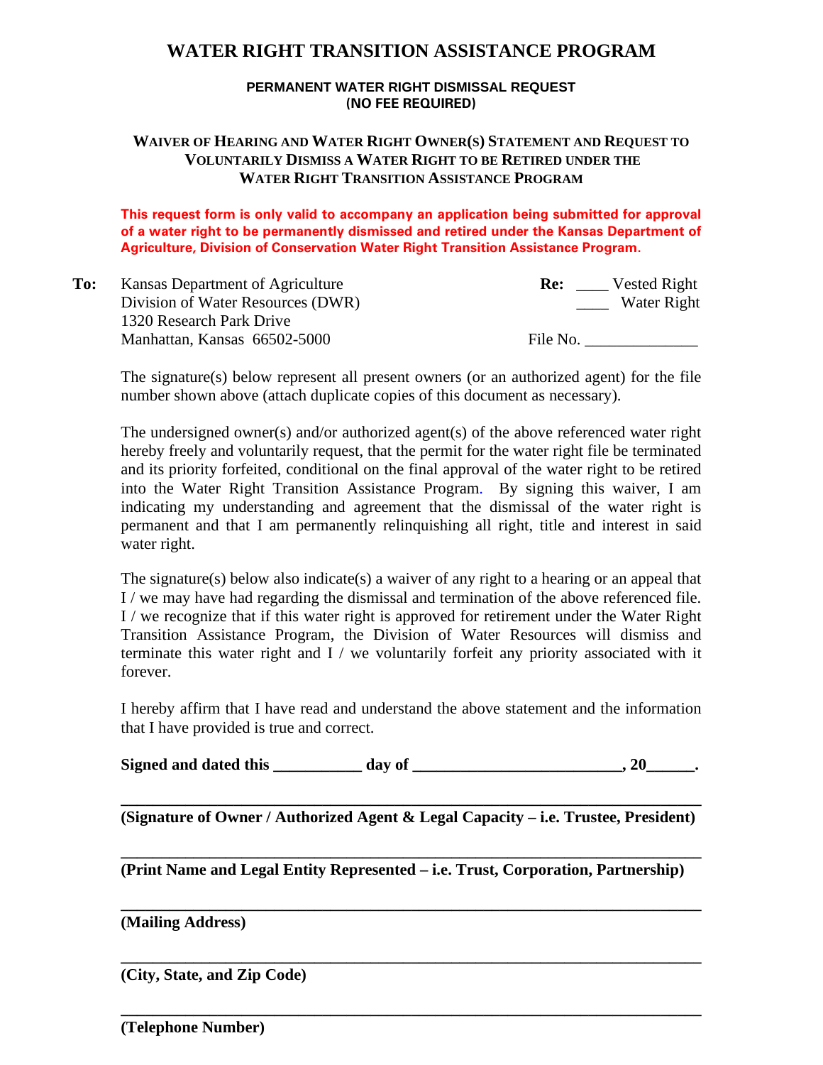# WATER RIGHT TRANSITION ASSISTANCE PROGRAM

**PERMANENT WATER RIGHT DISMISSAL REQUEST**
**(NO FEE REQUIRED)**

**WAIVER OF HEARING AND WATER RIGHT OWNER(S) STATEMENT AND REQUEST TO VOLUNTARILY DISMISS A WATER RIGHT TO BE RETIRED UNDER THE WATER RIGHT TRANSITION ASSISTANCE PROGRAM**

**This request form is only valid to accompany an application being submitted for approval of a water right to be permanently dismissed and retired under the Kansas Department of Agriculture, Division of Conservation Water Right Transition Assistance Program.**

**To:** Kansas Department of Agriculture
Division of Water Resources (DWR)
1320 Research Park Drive
Manhattan, Kansas 66502-5000

**Re:** ____ Vested Right
____ Water Right

File No. ______________

The signature(s) below represent all present owners (or an authorized agent) for the file number shown above (attach duplicate copies of this document as necessary).

The undersigned owner(s) and/or authorized agent(s) of the above referenced water right hereby freely and voluntarily request, that the permit for the water right file be terminated and its priority forfeited, conditional on the final approval of the water right to be retired into the Water Right Transition Assistance Program. By signing this waiver, I am indicating my understanding and agreement that the dismissal of the water right is permanent and that I am permanently relinquishing all right, title and interest in said water right.

The signature(s) below also indicate(s) a waiver of any right to a hearing or an appeal that I / we may have had regarding the dismissal and termination of the above referenced file. I / we recognize that if this water right is approved for retirement under the Water Right Transition Assistance Program, the Division of Water Resources will dismiss and terminate this water right and I / we voluntarily forfeit any priority associated with it forever.

I hereby affirm that I have read and understand the above statement and the information that I have provided is true and correct.

**Signed and dated this ___________ day of __________________________, 20______.**

_______________________________________________________________

**(Signature of Owner / Authorized Agent & Legal Capacity – i.e. Trustee, President)**

_______________________________________________________________

**(Print Name and Legal Entity Represented – i.e. Trust, Corporation, Partnership)**

_______________________________________________________________

**(Mailing Address)**

_______________________________________________________________

**(City, State, and Zip Code)**

_______________________________________________________________

**(Telephone Number)**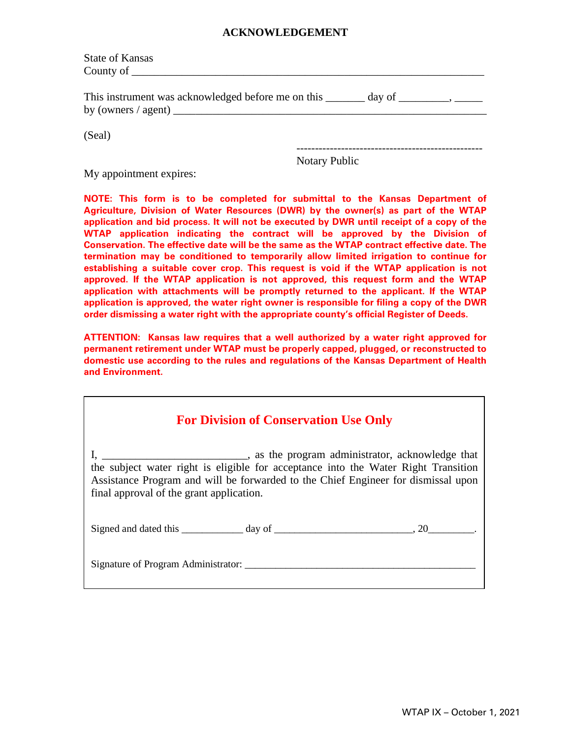## ACKNOWLEDGEMENT

State of Kansas
County of ___________________________________________________________________

This instrument was acknowledged before me on this _______ day of _________, _____
by (owners / agent) __________________________________________________________

(Seal)

--------------------------------------------------
Notary Public

My appointment expires:

**NOTE: This form is to be completed for submittal to the Kansas Department of Agriculture, Division of Water Resources (DWR) by the owner(s) as part of the WTAP application and bid process. It will not be executed by DWR until receipt of a copy of the WTAP application indicating the contract will be approved by the Division of Conservation. The effective date will be the same as the WTAP contract effective date. The termination may be conditioned to temporarily allow limited irrigation to continue for establishing a suitable cover crop. This request is void if the WTAP application is not approved. If the WTAP application is not approved, this request form and the WTAP application with attachments will be promptly returned to the applicant. If the WTAP application is approved, the water right owner is responsible for filing a copy of the DWR order dismissing a water right with the appropriate county's official Register of Deeds.**

**ATTENTION: Kansas law requires that a well authorized by a water right approved for permanent retirement under WTAP must be properly capped, plugged, or reconstructed to domestic use according to the rules and regulations of the Kansas Department of Health and Environment.**

### For Division of Conservation Use Only

I, __________________________, as the program administrator, acknowledge that the subject water right is eligible for acceptance into the Water Right Transition Assistance Program and will be forwarded to the Chief Engineer for dismissal upon final approval of the grant application.

Signed and dated this ____________ day of ___________________________, 20_________.

Signature of Program Administrator: ____________________________________________

WTAP IX – October 1, 2021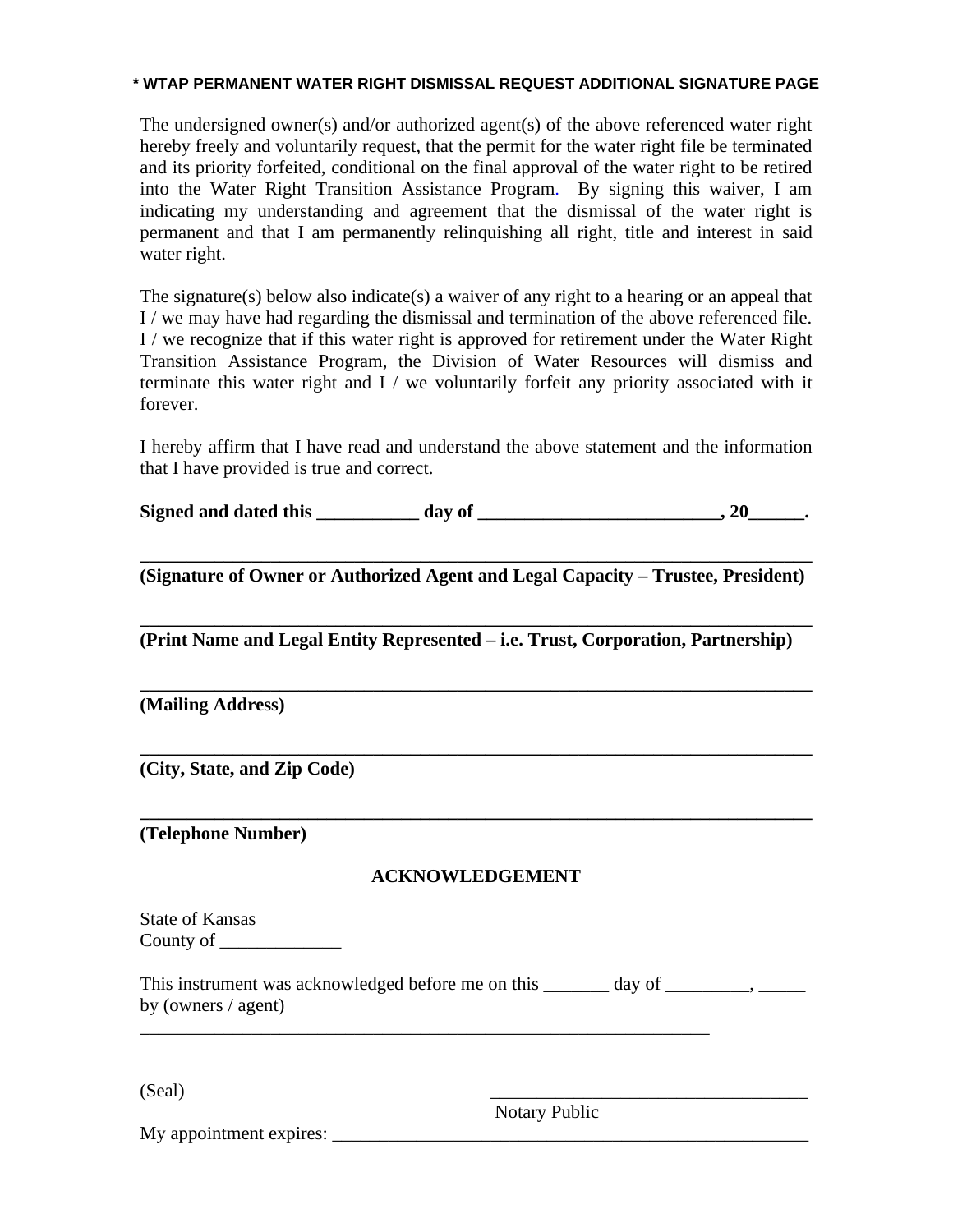**\* WTAP PERMANENT WATER RIGHT DISMISSAL REQUEST ADDITIONAL SIGNATURE PAGE**

The undersigned owner(s) and/or authorized agent(s) of the above referenced water right hereby freely and voluntarily request, that the permit for the water right file be terminated and its priority forfeited, conditional on the final approval of the water right to be retired into the Water Right Transition Assistance Program. By signing this waiver, I am indicating my understanding and agreement that the dismissal of the water right is permanent and that I am permanently relinquishing all right, title and interest in said water right.

The signature(s) below also indicate(s) a waiver of any right to a hearing or an appeal that I / we may have had regarding the dismissal and termination of the above referenced file. I / we recognize that if this water right is approved for retirement under the Water Right Transition Assistance Program, the Division of Water Resources will dismiss and terminate this water right and I / we voluntarily forfeit any priority associated with it forever.

I hereby affirm that I have read and understand the above statement and the information that I have provided is true and correct.

**Signed and dated this ___________ day of __________________________, 20______.**

**_________________________________________________________________________**
**(Signature of Owner or Authorized Agent and Legal Capacity – Trustee, President)**

**_________________________________________________________________________**
**(Print Name and Legal Entity Represented – i.e. Trust, Corporation, Partnership)**

**_________________________________________________________________________**
**(Mailing Address)**

**_________________________________________________________________________**
**(City, State, and Zip Code)**

**_________________________________________________________________________**
**(Telephone Number)**

**ACKNOWLEDGEMENT**

State of Kansas
County of _____________

This instrument was acknowledged before me on this _______ day of _________, _____ by (owners / agent)
_______________________________________________________________

(Seal) ___________________________________
Notary Public

My appointment expires: ____________________________________________________